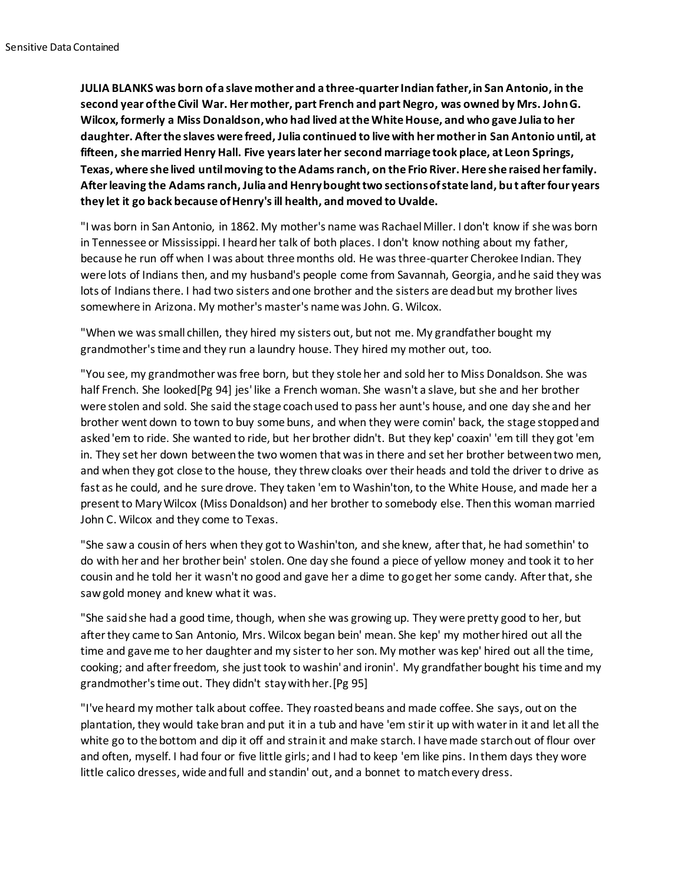**JULIA BLANKS was born of a slave mother and a three-quarter Indian father, in San Antonio, in the second year of the Civil War. Her mother, part French and part Negro, was owned by Mrs. John G. Wilcox, formerly a Miss Donaldson, who had lived at the White House, and who gave Julia to her daughter. After the slaves were freed, Julia continued to live with her mother in San Antonio until, at fifteen, she married Henry Hall. Five years later her second marriage took place, at Leon Springs, Texas, where she lived until moving to the Adams ranch, on the Frio River. Here she raised her family. After leaving the Adams ranch, Julia and Henry bought two sections of state land, but after four years they let it go back because of Henry's ill health, and moved to Uvalde.**

"I was born in San Antonio, in 1862. My mother's name was Rachael Miller. I don't know if she was born in Tennessee or Mississippi. I heard her talk of both places. I don't know nothing about my father, because he run off when I was about three months old. He was three-quarter Cherokee Indian. They were lots of Indians then, and my husband's people come from Savannah, Georgia, and he said they was lots of Indians there. I had two sisters and one brother and the sisters are dead but my brother lives somewhere in Arizona. My mother's master's name was John. G. Wilcox.

"When we was small chillen, they hired my sisters out, but not me. My grandfather bought my grandmother's time and they run a laundry house. They hired my mother out, too.

"You see, my grandmother was free born, but they stole her and sold her to Miss Donaldson. She was half French. She looked[Pg 94] jes' like a French woman. She wasn't a slave, but she and her brother were stolen and sold. She said the stage coach used to pass her aunt's house, and one day she and her brother went down to town to buy some buns, and when they were comin' back, the stage stopped and asked 'em to ride. She wanted to ride, but her brother didn't. But they kep' coaxin' 'em till they got 'em in. They set her down between the two women that was in there and set her brother between two men, and when they got close to the house, they threw cloaks over their heads and told the driver to drive as fast as he could, and he sure drove. They taken 'em to Washin'ton, to the White House, and made her a present to Mary Wilcox (Miss Donaldson) and her brother to somebody else. Then this woman married John C. Wilcox and they come to Texas.

"She saw a cousin of hers when they got to Washin'ton, and she knew, after that, he had somethin' to do with her and her brother bein' stolen. One day she found a piece of yellow money and took it to her cousin and he told her it wasn't no good and gave her a dime to go get her some candy. After that, she saw gold money and knew what it was.

"She said she had a good time, though, when she was growing up. They were pretty good to her, but after they came to San Antonio, Mrs. Wilcox began bein' mean. She kep' my mother hired out all the time and gave me to her daughter and my sister to her son. My mother was kep' hired out all the time, cooking; and after freedom, she just took to washin' and ironin'. My grandfather bought his time and my grandmother's time out. They didn't stay with her.[Pg 95]

"I've heard my mother talk about coffee. They roasted beans and made coffee. She says, out on the plantation, they would take bran and put it in a tub and have 'em stir it up with water in it and let all the white go to the bottom and dip it off and strain it and make starch. I have made starch out of flour over and often, myself. I had four or five little girls; and I had to keep 'em like pins. In them days they wore little calico dresses, wide and full and standin' out, and a bonnet to match every dress.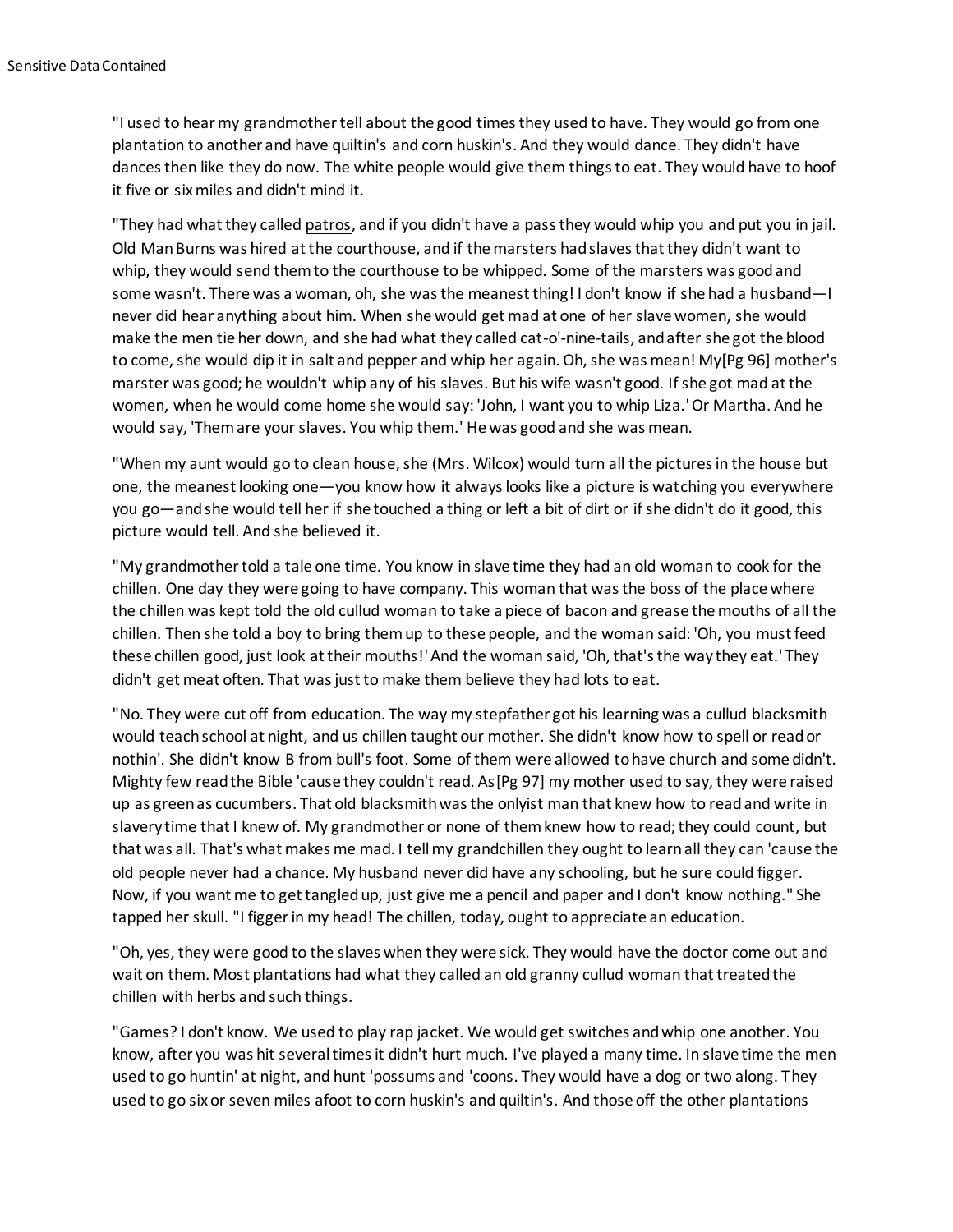"I used to hear my grandmother tell about the good times they used to have. They would go from one plantation to another and have quiltin's and corn huskin's. And they would dance. They didn't have dances then like they do now. The white people would give them things to eat. They would have to hoof it five or six miles and didn't mind it.

"They had what they called patros, and if you didn't have a pass they would whip you and put you in jail. Old Man Burns was hired at the courthouse, and if the marsters had slaves that they didn't want to whip, they would send them to the courthouse to be whipped. Some of the marsters was good and some wasn't. There was a woman, oh, she was the meanest thing! I don't know if she had a husband—I never did hear anything about him. When she would get mad at one of her slave women, she would make the men tie her down, and she had what they called cat-o'-nine-tails, and after she got the blood to come, she would dip it in salt and pepper and whip her again. Oh, she was mean! My[Pg 96] mother's marster was good; he wouldn't whip any of his slaves. But his wife wasn't good. If she got mad at the women, when he would come home she would say: 'John, I want you to whip Liza.' Or Martha. And he would say, 'Them are your slaves. You whip them.' He was good and she was mean.

"When my aunt would go to clean house, she (Mrs. Wilcox) would turn all the pictures in the house but one, the meanest looking one—you know how it always looks like a picture is watching you everywhere you go—and she would tell her if she touched a thing or left a bit of dirt or if she didn't do it good, this picture would tell. And she believed it.

"My grandmother told a tale one time. You know in slave time they had an old woman to cook for the chillen. One day they were going to have company. This woman that was the boss of the place where the chillen was kept told the old cullud woman to take a piece of bacon and grease the mouths of all the chillen. Then she told a boy to bring them up to these people, and the woman said: 'Oh, you must feed these chillen good, just look at their mouths!' And the woman said, 'Oh, that's the way they eat.' They didn't get meat often. That was just to make them believe they had lots to eat.

"No. They were cut off from education. The way my stepfather got his learning was a cullud blacksmith would teach school at night, and us chillen taught our mother. She didn't know how to spell or read or nothin'. She didn't know B from bull's foot. Some of them were allowed to have church and some didn't. Mighty few read the Bible 'cause they couldn't read. As[Pg 97] my mother used to say, they were raised up as green as cucumbers. That old blacksmith was the onlyist man that knew how to read and write in slavery time that I knew of. My grandmother or none of them knew how to read; they could count, but that was all. That's what makes me mad. I tell my grandchillen they ought to learn all they can 'cause the old people never had a chance. My husband never did have any schooling, but he sure could figger. Now, if you want me to get tangled up, just give me a pencil and paper and I don't know nothing." She tapped her skull. "I figger in my head! The chillen, today, ought to appreciate an education.

"Oh, yes, they were good to the slaves when they were sick. They would have the doctor come out and wait on them. Most plantations had what they called an old granny cullud woman that treated the chillen with herbs and such things.

"Games? I don't know. We used to play rap jacket. We would get switches and whip one another. You know, after you was hit several times it didn't hurt much. I've played a many time. In slave time the men used to go huntin' at night, and hunt 'possums and 'coons. They would have a dog or two along. They used to go six or seven miles afoot to corn huskin's and quiltin's. And those off the other plantations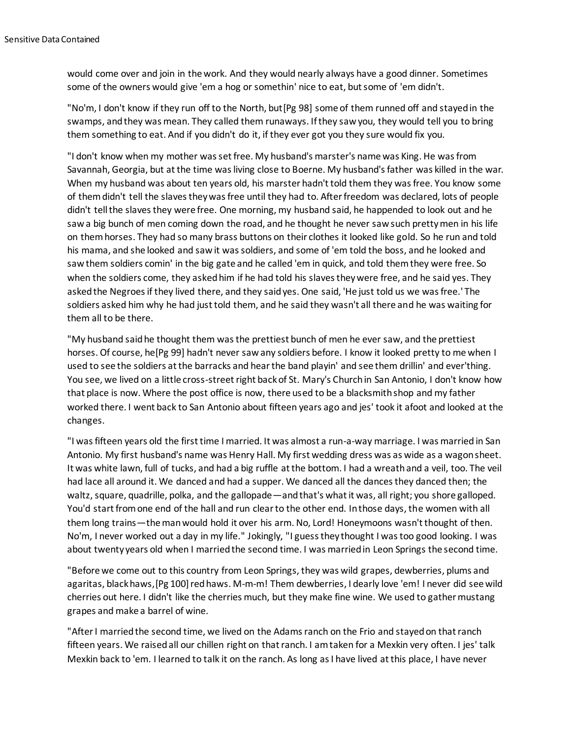would come over and join in the work. And they would nearly always have a good dinner. Sometimes some of the owners would give 'em a hog or somethin' nice to eat, but some of 'em didn't.

"No'm, I don't know if they run off to the North, but[Pg 98] some of them runned off and stayed in the swamps, and they was mean. They called them runaways. If they saw you, they would tell you to bring them something to eat. And if you didn't do it, if they ever got you they sure would fix you.

"I don't know when my mother was set free. My husband's marster's name was King. He was from Savannah, Georgia, but at the time was living close to Boerne. My husband's father was killed in the war. When my husband was about ten years old, his marster hadn't told them they was free. You know some of them didn't tell the slaves they was free until they had to. After freedom was declared, lots of people didn't tell the slaves they were free. One morning, my husband said, he happended to look out and he saw a big bunch of men coming down the road, and he thought he never saw such pretty men in his life on them horses. They had so many brass buttons on their clothes it looked like gold. So he run and told his mama, and she looked and saw it was soldiers, and some of 'em told the boss, and he looked and saw them soldiers comin' in the big gate and he called 'em in quick, and told them they were free. So when the soldiers come, they asked him if he had told his slaves they were free, and he said yes. They asked the Negroes if they lived there, and they said yes. One said, 'He just told us we was free.' The soldiers asked him why he had just told them, and he said they wasn't all there and he was waiting for them all to be there.

"My husband said he thought them was the prettiest bunch of men he ever saw, and the prettiest horses. Of course, he[Pg 99] hadn't never saw any soldiers before. I know it looked pretty to me when I used to see the soldiers at the barracks and hear the band playin' and see them drillin' and ever'thing. You see, we lived on a little cross-street right back of St. Mary's Church in San Antonio, I don't know how that place is now. Where the post office is now, there used to be a blacksmith shop and my father worked there. I went back to San Antonio about fifteen years ago and jes' took it afoot and looked at the changes.

"I was fifteen years old the first time I married. It was almost a run-a-way marriage. I was married in San Antonio. My first husband's name was Henry Hall. My first wedding dress was as wide as a wagon sheet. It was white lawn, full of tucks, and had a big ruffle at the bottom. I had a wreath and a veil, too. The veil had lace all around it. We danced and had a supper. We danced all the dances they danced then; the waltz, square, quadrille, polka, and the gallopade—and that's what it was, all right; you shore galloped. You'd start from one end of the hall and run clear to the other end. In those days, the women with all them long trains—the man would hold it over his arm. No, Lord! Honeymoons wasn't thought of then. No'm, I never worked out a day in my life." Jokingly, "I guess they thought I was too good looking. I was about twenty years old when I married the second time. I was married in Leon Springs the second time.

"Before we come out to this country from Leon Springs, they was wild grapes, dewberries, plums and agaritas, black haws,[Pg 100] red haws. M-m-m! Them dewberries, I dearly love 'em! I never did see wild cherries out here. I didn't like the cherries much, but they make fine wine. We used to gather mustang grapes and make a barrel of wine.

"After I married the second time, we lived on the Adams ranch on the Frio and stayed on that ranch fifteen years. We raised all our chillen right on that ranch. I am taken for a Mexkin very often. I jes' talk Mexkin back to 'em. I learned to talk it on the ranch. As long as I have lived at this place, I have never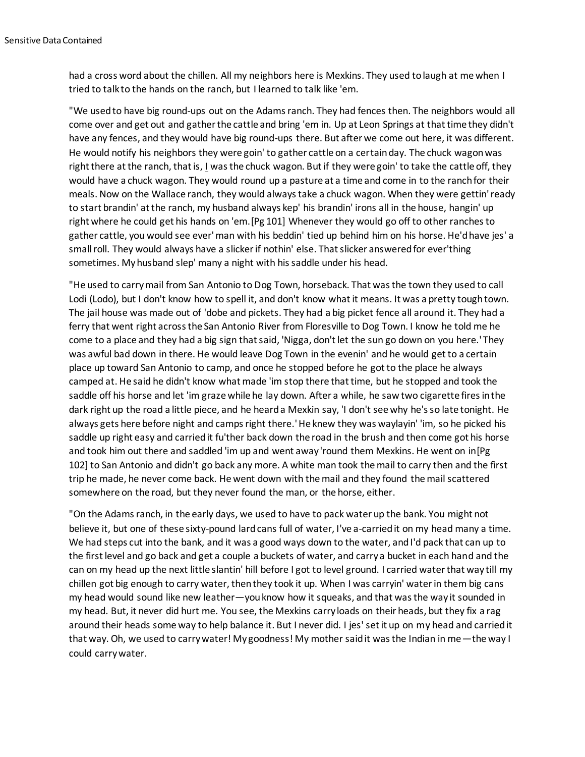had a cross word about the chillen. All my neighbors here is Mexkins. They used to laugh at me when I tried to talk to the hands on the ranch, but I learned to talk like 'em.

"We used to have big round-ups out on the Adams ranch. They had fences then. The neighbors would all come over and get out and gather the cattle and bring 'em in. Up at Leon Springs at that time they didn't have any fences, and they would have big round-ups there. But after we come out here, it was different. He would notify his neighbors they were goin' to gather cattle on a certain day. The chuck wagon was right there at the ranch, that is, I was the chuck wagon. But if they were goin' to take the cattle off, they would have a chuck wagon. They would round up a pasture at a time and come in to the ranch for their meals. Now on the Wallace ranch, they would always take a chuck wagon. When they were gettin' ready to start brandin' at the ranch, my husband always kep' his brandin' irons all in the house, hangin' up right where he could get his hands on 'em.[Pg 101] Whenever they would go off to other ranches to gather cattle, you would see ever' man with his beddin' tied up behind him on his horse. He'd have jes' a small roll. They would always have a slicker if nothin' else. That slicker answered for ever'thing sometimes. My husband slep' many a night with his saddle under his head.

"He used to carry mail from San Antonio to Dog Town, horseback. That was the town they used to call Lodi (Lodo), but I don't know how to spell it, and don't know what it means. It was a pretty tough town. The jail house was made out of 'dobe and pickets. They had a big picket fence all around it. They had a ferry that went right across the San Antonio River from Floresville to Dog Town. I know he told me he come to a place and they had a big sign that said, 'Nigga, don't let the sun go down on you here.' They was awful bad down in there. He would leave Dog Town in the evenin' and he would get to a certain place up toward San Antonio to camp, and once he stopped before he got to the place he always camped at. He said he didn't know what made 'im stop there that time, but he stopped and took the saddle off his horse and let 'im graze while he lay down. After a while, he saw two cigarette fires in the dark right up the road a little piece, and he heard a Mexkin say, 'I don't see why he's so late tonight. He always gets here before night and camps right there.' He knew they was waylayin' 'im, so he picked his saddle up right easy and carried it fu'ther back down the road in the brush and then come got his horse and took him out there and saddled 'im up and went away 'round them Mexkins. He went on in[Pg 102] to San Antonio and didn't go back any more. A white man took the mail to carry then and the first trip he made, he never come back. He went down with the mail and they found the mail scattered somewhere on the road, but they never found the man, or the horse, either.

"On the Adams ranch, in the early days, we used to have to pack water up the bank. You might not believe it, but one of these sixty-pound lard cans full of water, I've a-carried it on my head many a time. We had steps cut into the bank, and it was a good ways down to the water, and I'd pack that can up to the first level and go back and get a couple a buckets of water, and carry a bucket in each hand and the can on my head up the next little slantin' hill before I got to level ground. I carried water that way till my chillen got big enough to carry water, then they took it up. When I was carryin' water in them big cans my head would sound like new leather—you know how it squeaks, and that was the way it sounded in my head. But, it never did hurt me. You see, the Mexkins carry loads on their heads, but they fix a rag around their heads some way to help balance it. But I never did. I jes' set it up on my head and carried it that way. Oh, we used to carry water! My goodness! My mother said it was the Indian in me—the way I could carry water.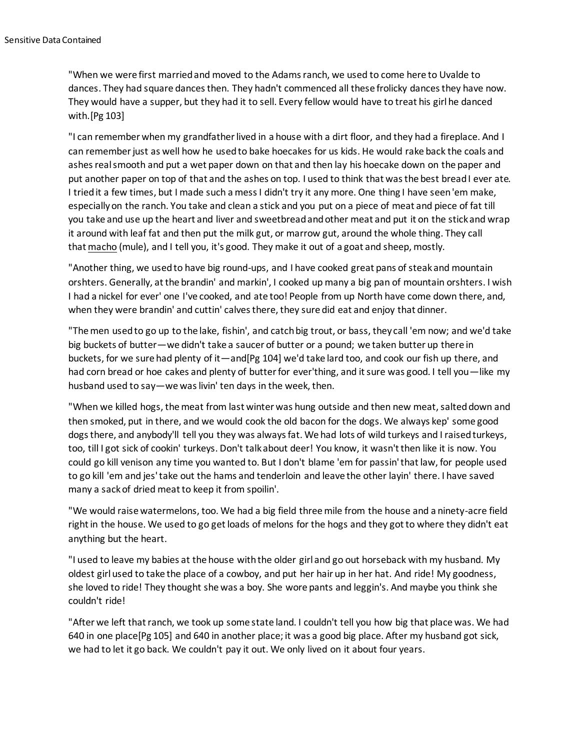"When we were first married and moved to the Adams ranch, we used to come here to Uvalde to dances. They had square dances then. They hadn't commenced all these frolicky dances they have now. They would have a supper, but they had it to sell. Every fellow would have to treat his girl he danced with.[Pg 103]

"I can remember when my grandfather lived in a house with a dirt floor, and they had a fireplace. And I can remember just as well how he used to bake hoecakes for us kids. He would rake back the coals and ashes real smooth and put a wet paper down on that and then lay his hoecake down on the paper and put another paper on top of that and the ashes on top. I used to think that was the best bread I ever ate. I tried it a few times, but I made such a mess I didn't try it any more. One thing I have seen 'em make, especially on the ranch. You take and clean a stick and you put on a piece of meat and piece of fat till you take and use up the heart and liver and sweetbread and other meat and put it on the stick and wrap it around with leaf fat and then put the milk gut, or marrow gut, around the whole thing. They call that macho (mule), and I tell you, it's good. They make it out of a goat and sheep, mostly.

"Another thing, we used to have big round-ups, and I have cooked great pans of steak and mountain orshters. Generally, at the brandin' and markin', I cooked up many a big pan of mountain orshters. I wish I had a nickel for ever' one I've cooked, and ate too! People from up North have come down there, and, when they were brandin' and cuttin' calves there, they sure did eat and enjoy that dinner.

"The men used to go up to the lake, fishin', and catch big trout, or bass, they call 'em now; and we'd take big buckets of butter—we didn't take a saucer of butter or a pound; we taken butter up there in buckets, for we sure had plenty of it—and[Pg 104] we'd take lard too, and cook our fish up there, and had corn bread or hoe cakes and plenty of butter for ever'thing, and it sure was good. I tell you—like my husband used to say—we was livin' ten days in the week, then.

"When we killed hogs, the meat from last winter was hung outside and then new meat, salted down and then smoked, put in there, and we would cook the old bacon for the dogs. We always kep' some good dogs there, and anybody'll tell you they was always fat. We had lots of wild turkeys and I raised turkeys, too, till I got sick of cookin' turkeys. Don't talk about deer! You know, it wasn't then like it is now. You could go kill venison any time you wanted to. But I don't blame 'em for passin' that law, for people used to go kill 'em and jes' take out the hams and tenderloin and leave the other layin' there. I have saved many a sack of dried meat to keep it from spoilin'.

"We would raise watermelons, too. We had a big field three mile from the house and a ninety-acre field right in the house. We used to go get loads of melons for the hogs and they got to where they didn't eat anything but the heart.

"I used to leave my babies at the house with the older girl and go out horseback with my husband. My oldest girl used to take the place of a cowboy, and put her hair up in her hat. And ride! My goodness, she loved to ride! They thought she was a boy. She wore pants and leggin's. And maybe you think she couldn't ride!

"After we left that ranch, we took up some state land. I couldn't tell you how big that place was. We had 640 in one place[Pg 105] and 640 in another place; it was a good big place. After my husband got sick, we had to let it go back. We couldn't pay it out. We only lived on it about four years.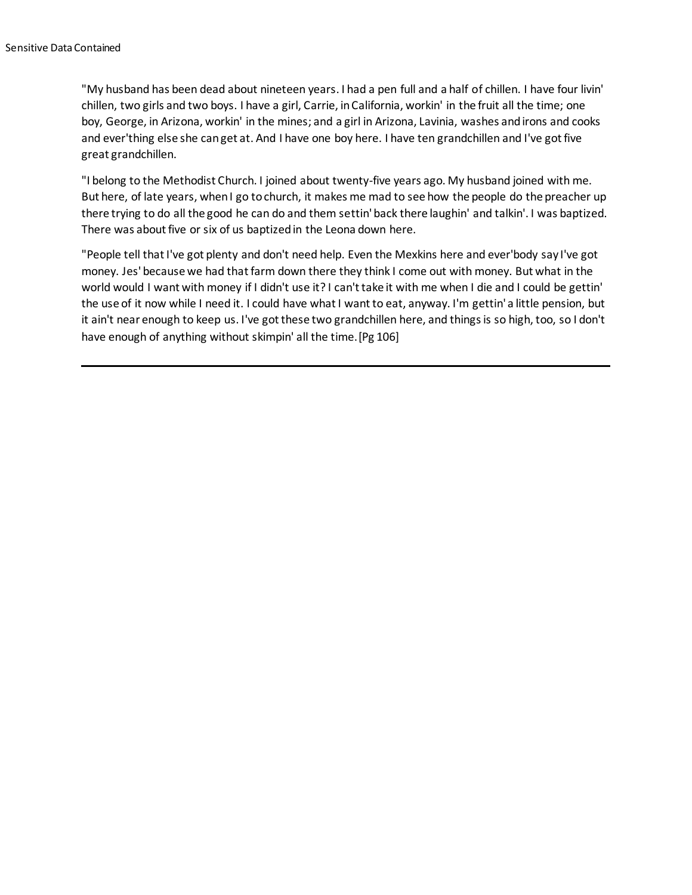"My husband has been dead about nineteen years. I had a pen full and a half of chillen. I have four livin' chillen, two girls and two boys. I have a girl, Carrie, in California, workin' in the fruit all the time; one boy, George, in Arizona, workin' in the mines; and a girl in Arizona, Lavinia, washes and irons and cooks and ever'thing else she can get at. And I have one boy here. I have ten grandchillen and I've got five great grandchillen.

"I belong to the Methodist Church. I joined about twenty-five years ago. My husband joined with me. But here, of late years, when I go to church, it makes me mad to see how the people do the preacher up there trying to do all the good he can do and them settin' back there laughin' and talkin'. I was baptized. There was about five or six of us baptized in the Leona down here.

"People tell that I've got plenty and don't need help. Even the Mexkins here and ever'body say I've got money. Jes' because we had that farm down there they think I come out with money. But what in the world would I want with money if I didn't use it? I can't take it with me when I die and I could be gettin' the use of it now while I need it. I could have what I want to eat, anyway. I'm gettin' a little pension, but it ain't near enough to keep us. I've got these two grandchillen here, and things is so high, too, so I don't have enough of anything without skimpin' all the time. [Pg 106]

---